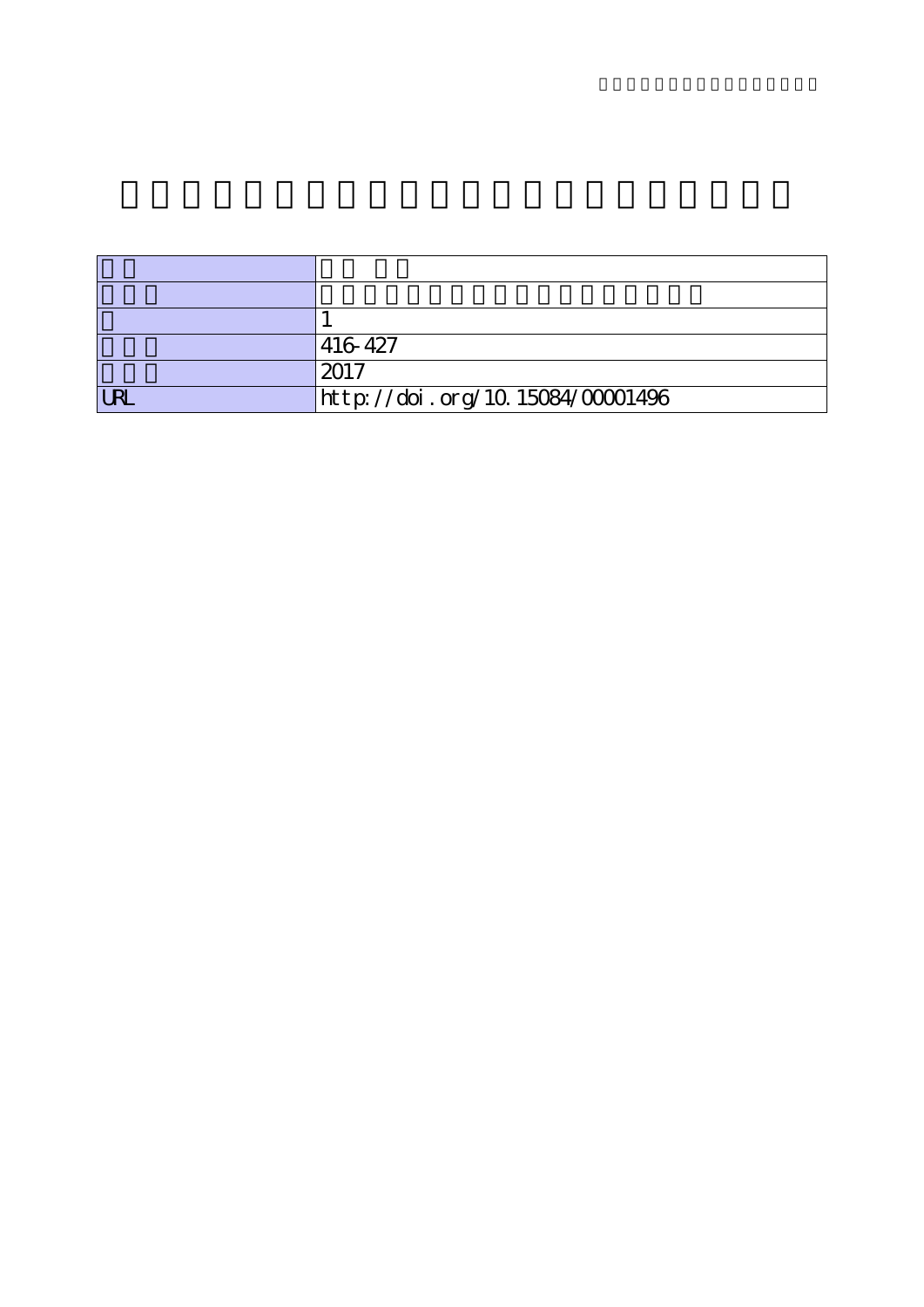| | |
|---|---|
| | |
| | |
| | 1 |
| | 416-427 |
| | 2017 |
| URL | http://doi.org/10.15084/00001496 |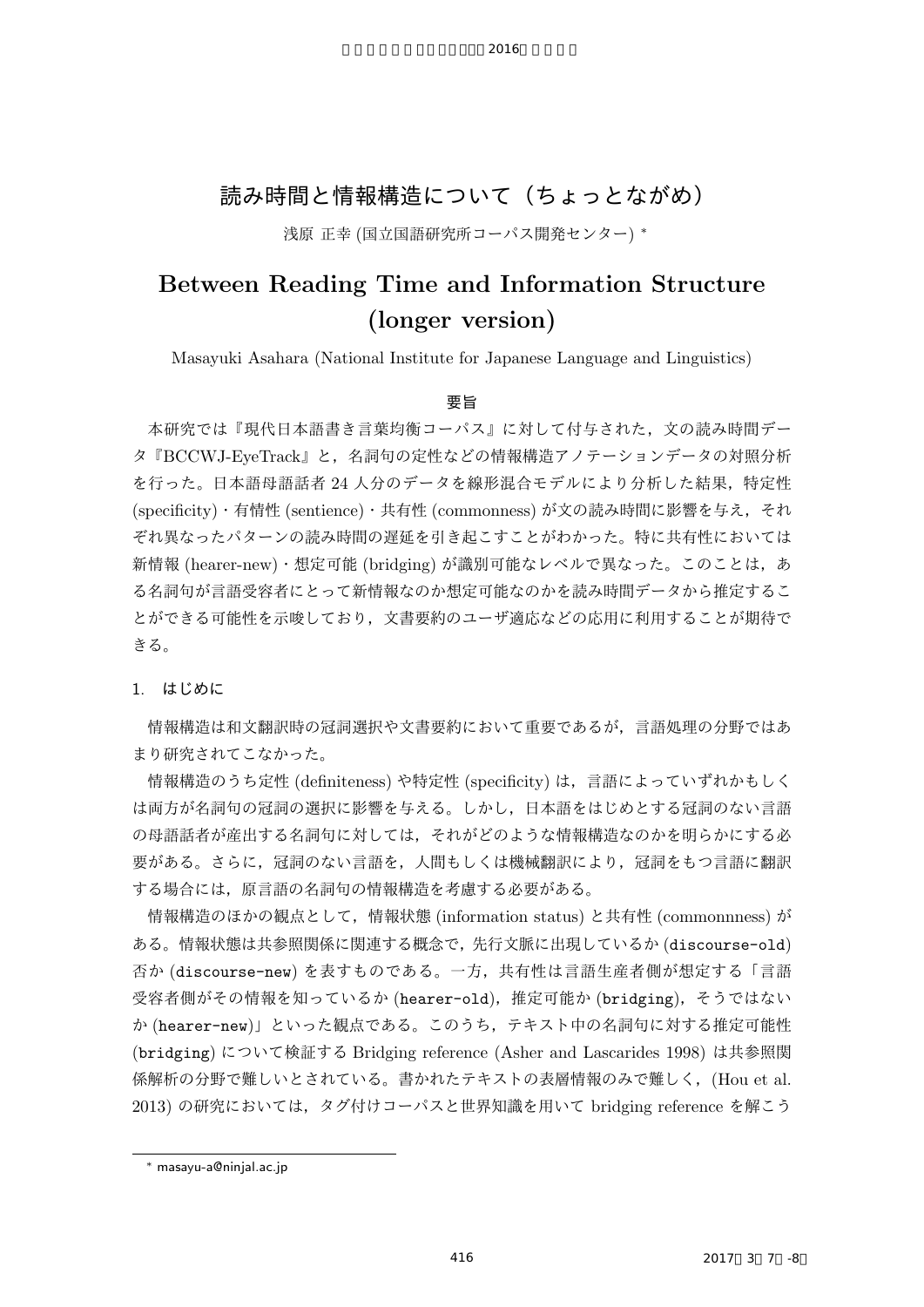# 読み時間と情報構造について（ちょっとながめ）

浅原 正幸 (国立国語研究所コーパス開発センター) *

# Between Reading Time and Information Structure (longer version)

Masayuki Asahara (National Institute for Japanese Language and Linguistics)

## 要旨

本研究では『現代日本語書き言葉均衡コーパス』に対して付与された，文の読み時間データ『BCCWJ-EyeTrack』と，名詞句の定性などの情報構造アノテーションデータの対照分析を行った。日本語母語話者 24 人分のデータを線形混合モデルにより分析した結果，特定性 (specificity)・有情性 (sentience)・共有性 (commonness) が文の読み時間に影響を与え，それぞれ異なったパターンの読み時間の遅延を引き起こすことがわかった。特に共有性においては新情報 (hearer-new)・想定可能 (bridging) が識別可能なレベルで異なった。このことは，ある名詞句が言語受容者にとって新情報なのか想定可能なのかを読み時間データから推定することができる可能性を示唆しており，文書要約のユーザ適応などの応用に利用することが期待できる。

## 1. はじめに

情報構造は和文翻訳時の冠詞選択や文書要約において重要であるが，言語処理の分野ではあまり研究されてこなかった。

情報構造のうち定性 (definiteness) や特定性 (specificity) は，言語によっていずれかもしくは両方が名詞句の冠詞の選択に影響を与える。しかし，日本語をはじめとする冠詞のない言語の母語話者が産出する名詞句に対しては，それがどのような情報構造なのかを明らかにする必要がある。さらに，冠詞のない言語を，人間もしくは機械翻訳により，冠詞をもつ言語に翻訳する場合には，原言語の名詞句の情報構造を考慮する必要がある。

情報構造のほかの観点として，情報状態 (information status) と共有性 (commonnness) がある。情報状態は共参照関係に関連する概念で，先行文脈に出現しているか (`discourse-old`) 否か (`discourse-new`) を表すものである。一方，共有性は言語生産者側が想定する「言語受容者側がその情報を知っているか (`hearer-old`)，推定可能か (`bridging`)，そうではないか (`hearer-new`)」といった観点である。このうち，テキスト中の名詞句に対する推定可能性 (`bridging`) について検証する Bridging reference (Asher and Lascarides 1998) は共参照関係解析の分野で難しいとされている。書かれたテキストの表層情報のみで難しく，(Hou et al. 2013) の研究においては，タグ付けコーパスと世界知識を用いて bridging reference を解こう

---

* masayu-a@ninjal.ac.jp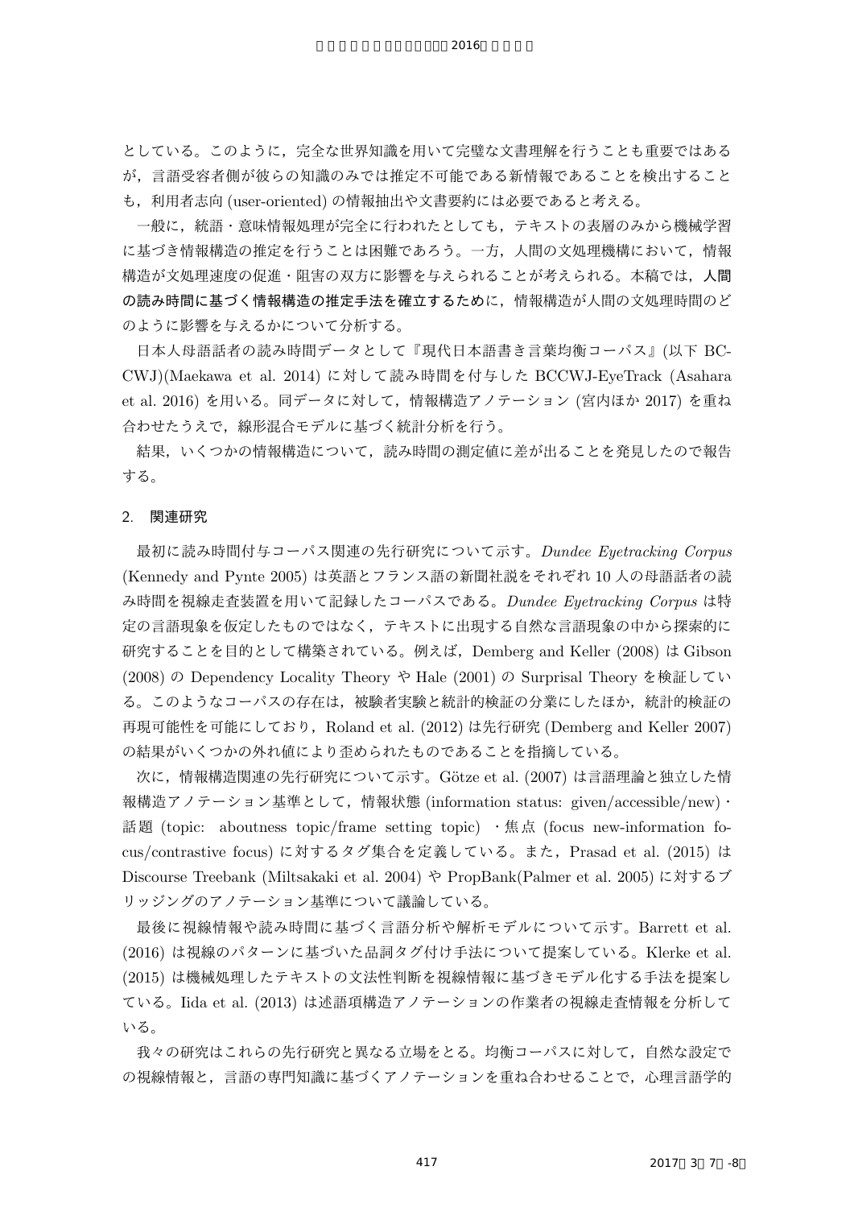としている。このように，完全な世界知識を用いて完璧な文書理解を行うことも重要ではあるが，言語受容者側が彼らの知識のみでは推定不可能である新情報であることを検出することも，利用者志向 (user-oriented) の情報抽出や文書要約には必要であると考える。

一般に，統語・意味情報処理が完全に行われたとしても，テキストの表層のみから機械学習に基づき情報構造の推定を行うことは困難であろう。一方，人間の文処理機構において，情報構造が文処理速度の促進・阻害の双方に影響を与えられることが考えられる。本稿では，**人間の読み時間に基づく情報構造の推定手法を確立するために**，情報構造が人間の文処理時間のどのように影響を与えるかについて分析する。

日本人母語話者の読み時間データとして『現代日本語書き言葉均衡コーパス』(以下 BCCWJ)(Maekawa et al. 2014) に対して読み時間を付与した BCCWJ-EyeTrack (Asahara et al. 2016) を用いる。同データに対して，情報構造アノテーション (宮内ほか 2017) を重ね合わせたうえで，線形混合モデルに基づく統計分析を行う。

結果，いくつかの情報構造について，読み時間の測定値に差が出ることを発見したので報告する。

## 2. 関連研究

最初に読み時間付与コーパス関連の先行研究について示す。*Dundee Eyetracking Corpus* (Kennedy and Pynte 2005) は英語とフランス語の新聞社説をそれぞれ 10 人の母語話者の読み時間を視線走査装置を用いて記録したコーパスである。*Dundee Eyetracking Corpus* は特定の言語現象を仮定したものではなく，テキストに出現する自然な言語現象の中から探索的に研究することを目的として構築されている。例えば，Demberg and Keller (2008) は Gibson (2008) の Dependency Locality Theory や Hale (2001) の Surprisal Theory を検証している。このようなコーパスの存在は，被験者実験と統計的検証の分業にしたほか，統計的検証の再現可能性を可能にしており，Roland et al. (2012) は先行研究 (Demberg and Keller 2007) の結果がいくつかの外れ値により歪められたものであることを指摘している。

次に，情報構造関連の先行研究について示す。Götze et al. (2007) は言語理論と独立した情報構造アノテーション基準として，情報状態 (information status: given/accessible/new)・話題 (topic: aboutness topic/frame setting topic) ・焦点 (focus new-information focus/contrastive focus) に対するタグ集合を定義している。また，Prasad et al. (2015) は Discourse Treebank (Miltsakaki et al. 2004) や PropBank(Palmer et al. 2005) に対するブリッジングのアノテーション基準について議論している。

最後に視線情報や読み時間に基づく言語分析や解析モデルについて示す。Barrett et al. (2016) は視線のパターンに基づいた品詞タグ付け手法について提案している。Klerke et al. (2015) は機械処理したテキストの文法性判断を視線情報に基づきモデル化する手法を提案している。Iida et al. (2013) は述語項構造アノテーションの作業者の視線走査情報を分析している。

我々の研究はこれらの先行研究と異なる立場をとる。均衡コーパスに対して，自然な設定での視線情報と，言語の専門知識に基づくアノテーションを重ね合わせることで，心理言語学的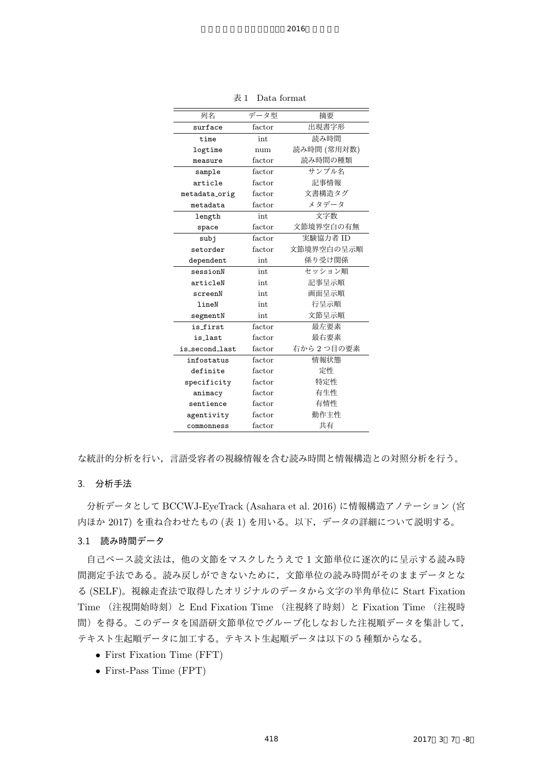表 1 Data format

| 列名 | データ型 | 摘要 |
| --- | --- | --- |
| surface | factor | 出現書字形 |
| time | int | 読み時間 |
| logtime | num | 読み時間 (常用対数) |
| measure | factor | 読み時間の種類 |
| sample | factor | サンプル名 |
| article | factor | 記事情報 |
| metadata_orig | factor | 文書構造タグ |
| metadata | factor | メタデータ |
| length | int | 文字数 |
| space | factor | 文節境界空白の有無 |
| subj | factor | 実験協力者 ID |
| setorder | factor | 文節境界空白の呈示順 |
| dependent | int | 係り受け関係 |
| sessionN | int | セッション順 |
| articleN | int | 記事呈示順 |
| screenN | int | 画面呈示順 |
| lineN | int | 行呈示順 |
| segmentN | int | 文節呈示順 |
| is_first | factor | 最左要素 |
| is_last | factor | 最右要素 |
| is_second_last | factor | 右から 2 つ目の要素 |
| infostatus | factor | 情報状態 |
| definite | factor | 定性 |
| specificity | factor | 特定性 |
| animacy | factor | 有生性 |
| sentience | factor | 有情性 |
| agentivity | factor | 動作主性 |
| commonness | factor | 共有 |

な統計的分析を行い，言語受容者の視線情報を含む読み時間と情報構造との対照分析を行う。

## 3. 分析手法

分析データとして BCCWJ-EyeTrack (Asahara et al. 2016) に情報構造アノテーション (宮内ほか 2017) を重ね合わせたもの (表 1) を用いる。以下，データの詳細について説明する。

### 3.1 読み時間データ

自己ペース読文法は，他の文節をマスクしたうえで 1 文節単位に逐次的に呈示する読み時間測定手法である。読み戻しができないために，文節単位の読み時間がそのままデータとなる (SELF)。視線走査法で取得したオリジナルのデータから文字の半角単位に Start Fixation Time （注視開始時刻）と End Fixation Time （注視終了時刻）と Fixation Time （注視時間）を得る。このデータを国語研文節単位でグループ化しなおした注視順データを集計して，テキスト生起順データに加工する。テキスト生起順データは以下の 5 種類からなる。

- First Fixation Time (FFT)
- First-Pass Time (FPT)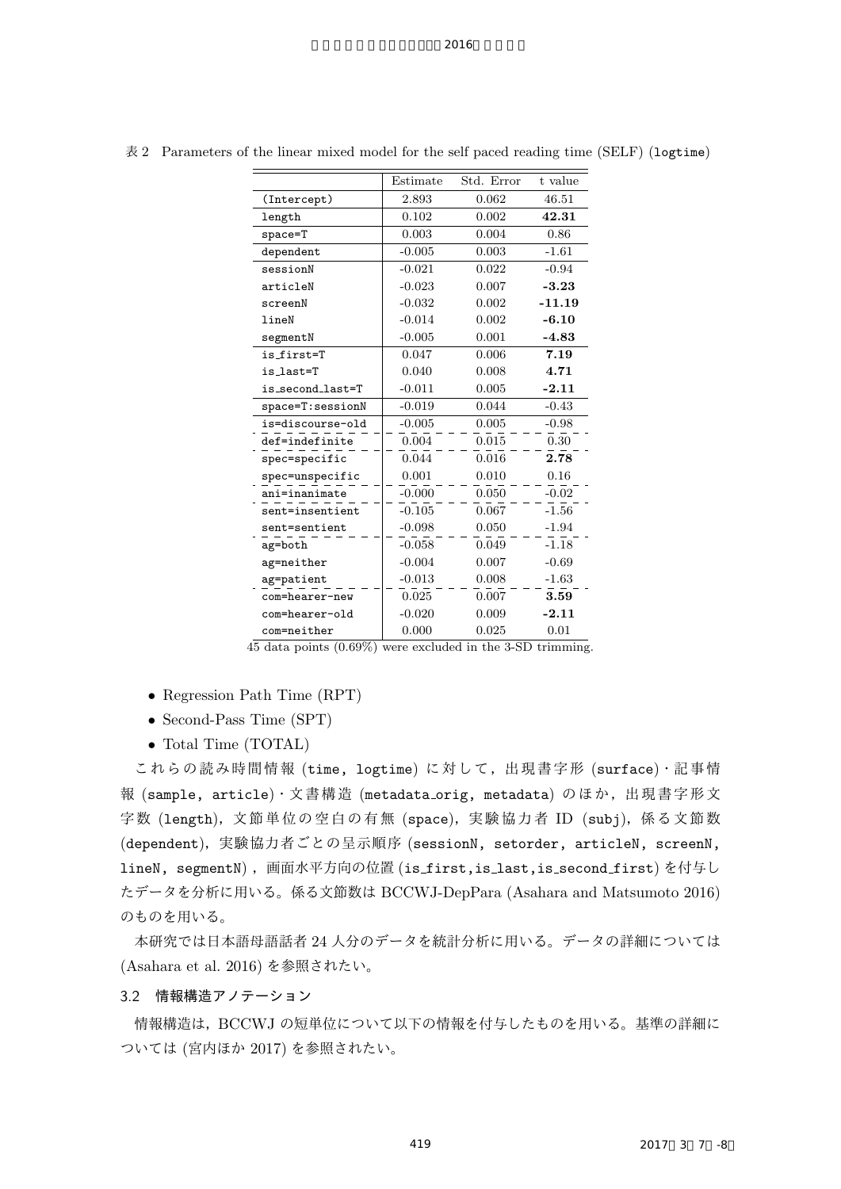表 2 Parameters of the linear mixed model for the self paced reading time (SELF) (logtime)

| | Estimate | Std. Error | t value |
|---|---|---|---|
| (Intercept) | 2.893 | 0.062 | 46.51 |
| length | 0.102 | 0.002 | **42.31** |
| space=T | 0.003 | 0.004 | 0.86 |
| dependent | -0.005 | 0.003 | -1.61 |
| sessionN | -0.021 | 0.022 | -0.94 |
| articleN | -0.023 | 0.007 | **-3.23** |
| screenN | -0.032 | 0.002 | **-11.19** |
| lineN | -0.014 | 0.002 | **-6.10** |
| segmentN | -0.005 | 0.001 | **-4.83** |
| is_first=T | 0.047 | 0.006 | **7.19** |
| is_last=T | 0.040 | 0.008 | **4.71** |
| is_second_last=T | -0.011 | 0.005 | **-2.11** |
| space=T:sessionN | -0.019 | 0.044 | -0.43 |
| is=discourse-old | -0.005 | 0.005 | -0.98 |
| def=indefinite | 0.004 | 0.015 | 0.30 |
| spec=specific | 0.044 | 0.016 | **2.78** |
| spec=unspecific | 0.001 | 0.010 | 0.16 |
| ani=inanimate | -0.000 | 0.050 | -0.02 |
| sent=insentient | -0.105 | 0.067 | -1.56 |
| sent=sentient | -0.098 | 0.050 | -1.94 |
| ag=both | -0.058 | 0.049 | -1.18 |
| ag=neither | -0.004 | 0.007 | -0.69 |
| ag=patient | -0.013 | 0.008 | -1.63 |
| com=hearer-new | 0.025 | 0.007 | **3.59** |
| com=hearer-old | -0.020 | 0.009 | **-2.11** |
| com=neither | 0.000 | 0.025 | 0.01 |

45 data points (0.69%) were excluded in the 3-SD trimming.

- Regression Path Time (RPT)
- Second-Pass Time (SPT)
- Total Time (TOTAL)

これらの読み時間情報 (time, logtime) に対して，出現書字形 (surface)・記事情報 (sample, article)・文書構造 (metadata_orig, metadata) のほか，出現書字形文字数 (length)，文節単位の空白の有無 (space)，実験協力者 ID (subj)，係る文節数 (dependent)，実験協力者ごとの呈示順序 (sessionN, setorder, articleN, screenN, lineN, segmentN)，画面水平方向の位置 (is_first, is_last, is_second_first) を付与したデータを分析に用いる。係る文節数は BCCWJ-DepPara (Asahara and Matsumoto 2016) のものを用いる。

本研究では日本語母語話者 24 人分のデータを統計分析に用いる。データの詳細については (Asahara et al. 2016) を参照されたい。

### 3.2 情報構造アノテーション

情報構造は，BCCWJ の短単位について以下の情報を付与したものを用いる。基準の詳細については (宮内ほか 2017) を参照されたい。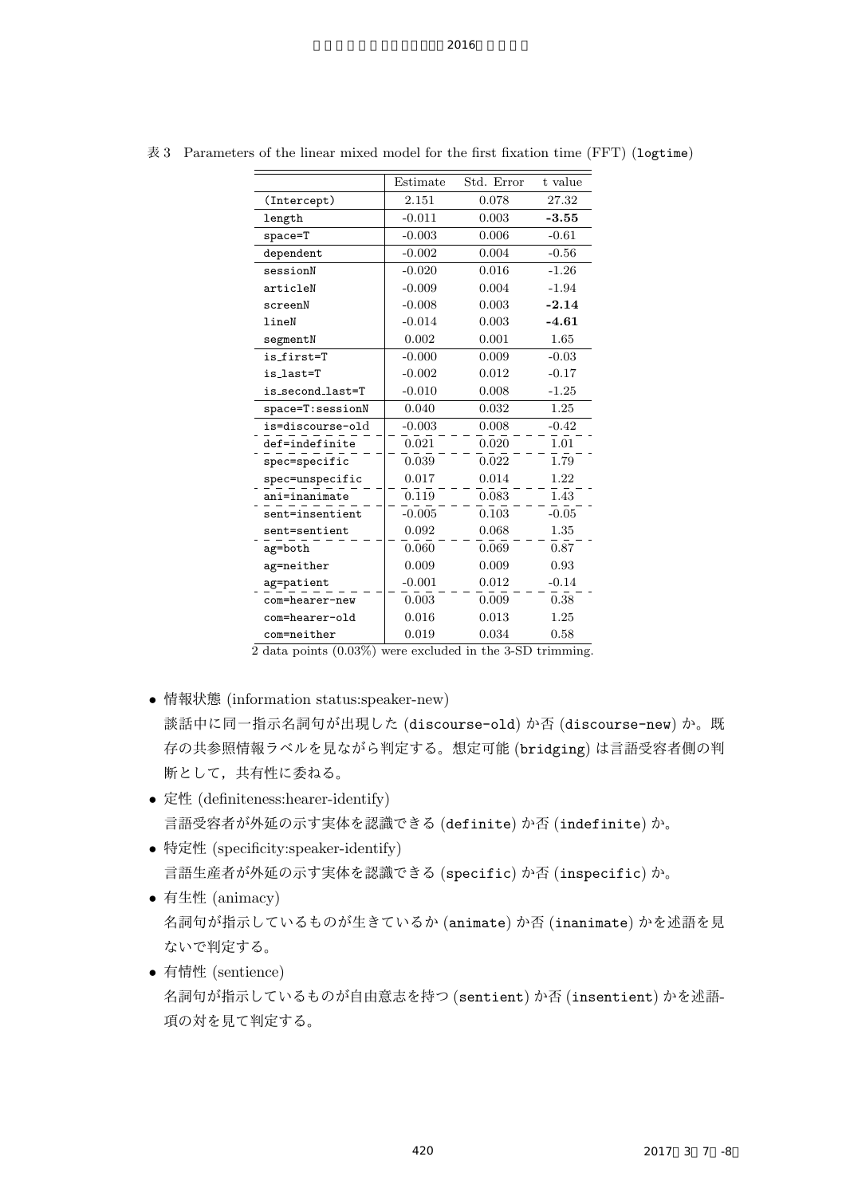表 3 Parameters of the linear mixed model for the first fixation time (FFT) (`logtime`)

| | Estimate | Std. Error | t value |
|---|---|---|---|
| (Intercept) | 2.151 | 0.078 | 27.32 |
| length | -0.011 | 0.003 | **-3.55** |
| space=T | -0.003 | 0.006 | -0.61 |
| dependent | -0.002 | 0.004 | -0.56 |
| sessionN | -0.020 | 0.016 | -1.26 |
| articleN | -0.009 | 0.004 | -1.94 |
| screenN | -0.008 | 0.003 | **-2.14** |
| lineN | -0.014 | 0.003 | **-4.61** |
| segmentN | 0.002 | 0.001 | 1.65 |
| is_first=T | -0.000 | 0.009 | -0.03 |
| is_last=T | -0.002 | 0.012 | -0.17 |
| is_second_last=T | -0.010 | 0.008 | -1.25 |
| space=T:sessionN | 0.040 | 0.032 | 1.25 |
| is=discourse-old | -0.003 | 0.008 | -0.42 |
| def=indefinite | 0.021 | 0.020 | 1.01 |
| spec=specific | 0.039 | 0.022 | 1.79 |
| spec=unspecific | 0.017 | 0.014 | 1.22 |
| ani=inanimate | 0.119 | 0.083 | 1.43 |
| sent=insentient | -0.005 | 0.103 | -0.05 |
| sent=sentient | 0.092 | 0.068 | 1.35 |
| ag=both | 0.060 | 0.069 | 0.87 |
| ag=neither | 0.009 | 0.009 | 0.93 |
| ag=patient | -0.001 | 0.012 | -0.14 |
| com=hearer-new | 0.003 | 0.009 | 0.38 |
| com=hearer-old | 0.016 | 0.013 | 1.25 |
| com=neither | 0.019 | 0.034 | 0.58 |

2 data points (0.03%) were excluded in the 3-SD trimming.

- 情報状態 (information status:speaker-new)
  談話中に同一指示名詞句が出現した (`discourse-old`) か否 (`discourse-new`) か。既存の共参照情報ラベルを見ながら判定する。想定可能 (`bridging`) は言語受容者側の判断として，共有性に委ねる。
- 定性 (definiteness:hearer-identify)
  言語受容者が外延の示す実体を認識できる (`definite`) か否 (`indefinite`) か。
- 特定性 (specificity:speaker-identify)
  言語生産者が外延の示す実体を認識できる (`specific`) か否 (`inspecific`) か。
- 有生性 (animacy)
  名詞句が指示しているものが生きているか (`animate`) か否 (`inanimate`) かを述語を見ないで判定する。
- 有情性 (sentience)
  名詞句が指示しているものが自由意志を持つ (`sentient`) か否 (`insentient`) かを述語-項の対を見て判定する。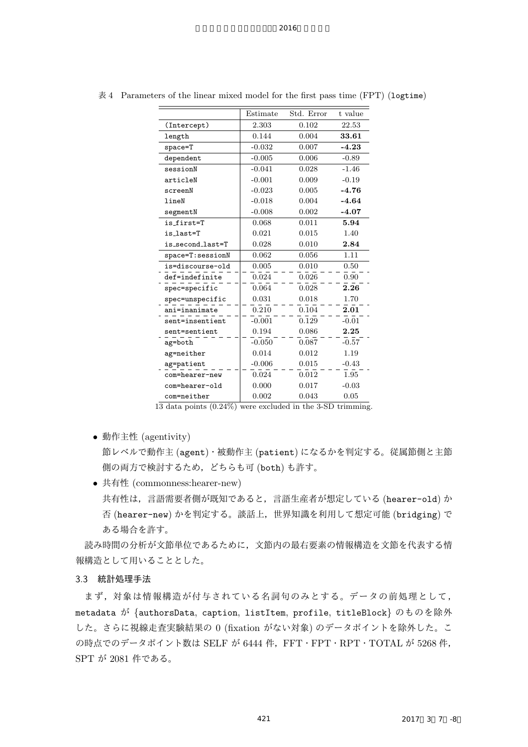表 4 Parameters of the linear mixed model for the first pass time (FPT) (logtime)

| | Estimate | Std. Error | t value |
|---|---|---|---|
| (Intercept) | 2.303 | 0.102 | 22.53 |
| length | 0.144 | 0.004 | **33.61** |
| space=T | -0.032 | 0.007 | **-4.23** |
| dependent | -0.005 | 0.006 | -0.89 |
| sessionN | -0.041 | 0.028 | -1.46 |
| articleN | -0.001 | 0.009 | -0.19 |
| screenN | -0.023 | 0.005 | **-4.76** |
| lineN | -0.018 | 0.004 | **-4.64** |
| segmentN | -0.008 | 0.002 | **-4.07** |
| is_first=T | 0.068 | 0.011 | **5.94** |
| is_last=T | 0.021 | 0.015 | 1.40 |
| is_second_last=T | 0.028 | 0.010 | **2.84** |
| space=T:sessionN | 0.062 | 0.056 | 1.11 |
| is=discourse-old | 0.005 | 0.010 | 0.50 |
| def=indefinite | 0.024 | 0.026 | 0.90 |
| spec=specific | 0.064 | 0.028 | **2.26** |
| spec=unspecific | 0.031 | 0.018 | 1.70 |
| ani=inanimate | 0.210 | 0.104 | **2.01** |
| sent=insentient | -0.001 | 0.129 | -0.01 |
| sent=sentient | 0.194 | 0.086 | **2.25** |
| ag=both | -0.050 | 0.087 | -0.57 |
| ag=neither | 0.014 | 0.012 | 1.19 |
| ag=patient | -0.006 | 0.015 | -0.43 |
| com=hearer-new | 0.024 | 0.012 | 1.95 |
| com=hearer-old | 0.000 | 0.017 | -0.03 |
| com=neither | 0.002 | 0.043 | 0.05 |

13 data points (0.24%) were excluded in the 3-SD trimming.

- 動作主性 (agentivity)
  節レベルで動作主 (agent)・被動作主 (patient) になるかを判定する。従属節側と主節側の両方で検討するため，どちらも可 (both) も許す。
- 共有性 (commonness:hearer-new)
  共有性は，言語需要者側が既知であると，言語生産者が想定している (hearer-old) か否 (hearer-new) かを判定する。談話上，世界知識を利用して想定可能 (bridging) である場合を許す。

読み時間の分析が文節単位であるために，文節内の最右要素の情報構造を文節を代表する情報構造として用いることとした。

### 3.3 統計処理手法

まず，対象は情報構造が付与されている名詞句のみとする。データの前処理として，metadata が {authorsData, caption, listItem, profile, titleBlock} のものを除外した。さらに視線走査実験結果の 0 (fixation がない対象) のデータポイントを除外した。この時点でのデータポイント数は SELF が 6444 件，FFT・FPT・RPT・TOTAL が 5268 件，SPT が 2081 件である。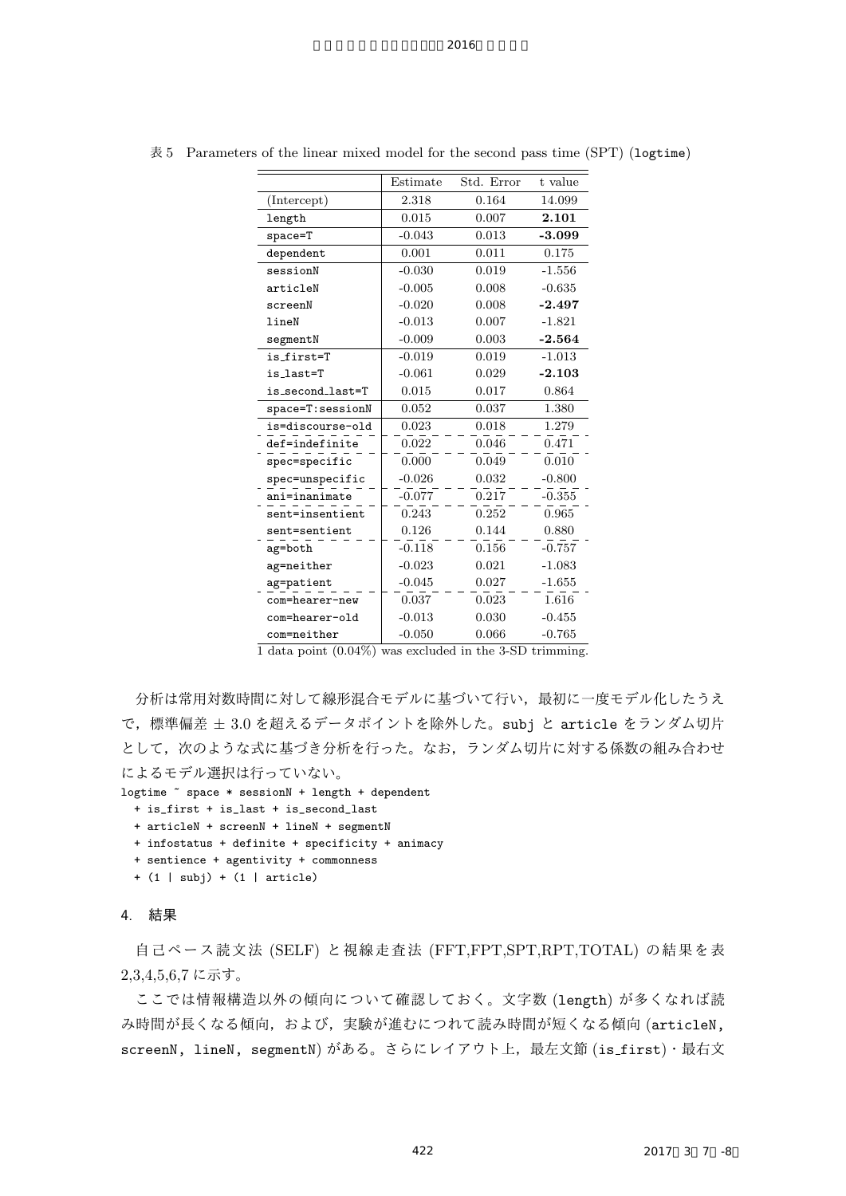表 5 Parameters of the linear mixed model for the second pass time (SPT) (logtime)

| | Estimate | Std. Error | t value |
|---|---|---|---|
| (Intercept) | 2.318 | 0.164 | 14.099 |
| length | 0.015 | 0.007 | **2.101** |
| space=T | -0.043 | 0.013 | **-3.099** |
| dependent | 0.001 | 0.011 | 0.175 |
| sessionN | -0.030 | 0.019 | -1.556 |
| articleN | -0.005 | 0.008 | -0.635 |
| screenN | -0.020 | 0.008 | **-2.497** |
| lineN | -0.013 | 0.007 | -1.821 |
| segmentN | -0.009 | 0.003 | **-2.564** |
| is_first=T | -0.019 | 0.019 | -1.013 |
| is_last=T | -0.061 | 0.029 | **-2.103** |
| is_second_last=T | 0.015 | 0.017 | 0.864 |
| space=T:sessionN | 0.052 | 0.037 | 1.380 |
| is=discourse-old | 0.023 | 0.018 | 1.279 |
| def=indefinite | 0.022 | 0.046 | 0.471 |
| spec=specific | 0.000 | 0.049 | 0.010 |
| spec=unspecific | -0.026 | 0.032 | -0.800 |
| ani=inanimate | -0.077 | 0.217 | -0.355 |
| sent=insentient | 0.243 | 0.252 | 0.965 |
| sent=sentient | 0.126 | 0.144 | 0.880 |
| ag=both | -0.118 | 0.156 | -0.757 |
| ag=neither | -0.023 | 0.021 | -1.083 |
| ag=patient | -0.045 | 0.027 | -1.655 |
| com=hearer-new | 0.037 | 0.023 | 1.616 |
| com=hearer-old | -0.013 | 0.030 | -0.455 |
| com=neither | -0.050 | 0.066 | -0.765 |

1 data point (0.04%) was excluded in the 3-SD trimming.

分析は常用対数時間に対して線形混合モデルに基づいて行い，最初に一度モデル化したうえで，標準偏差 ± 3.0 を超えるデータポイントを除外した。subj と article をランダム切片として，次のような式に基づき分析を行った。なお，ランダム切片に対する係数の組み合わせによるモデル選択は行っていない。

```
logtime ~ space * sessionN + length + dependent
  + is_first + is_last + is_second_last
  + articleN + screenN + lineN + segmentN
  + infostatus + definite + specificity + animacy
  + sentience + agentivity + commonness
  + (1 | subj) + (1 | article)
```

## 4. 結果

自己ペース読文法 (SELF) と視線走査法 (FFT,FPT,SPT,RPT,TOTAL) の結果を表 2,3,4,5,6,7 に示す。

ここでは情報構造以外の傾向について確認しておく。文字数 (length) が多くなれば読み時間が長くなる傾向，および，実験が進むにつれて読み時間が短くなる傾向 (articleN, screenN, lineN, segmentN) がある。さらにレイアウト上，最左文節 (is_first)・最右文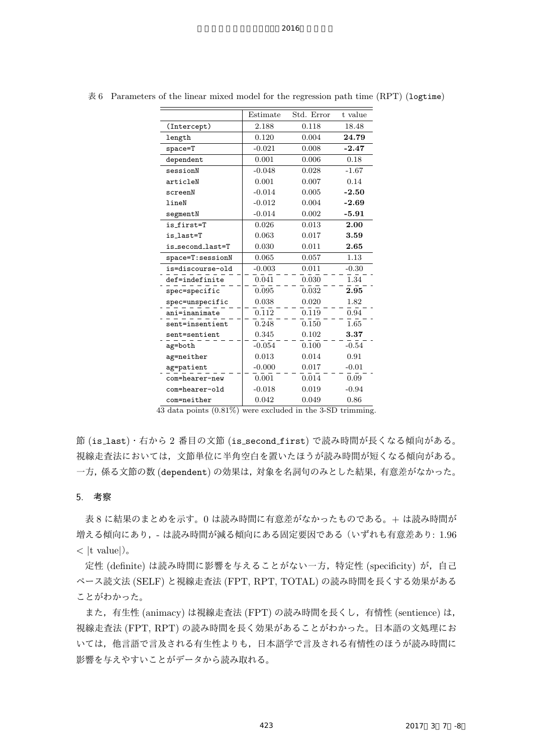表 6 Parameters of the linear mixed model for the regression path time (RPT) (logtime)

| | Estimate | Std. Error | t value |
|---|---|---|---|
| (Intercept) | 2.188 | 0.118 | 18.48 |
| length | 0.120 | 0.004 | **24.79** |
| space=T | -0.021 | 0.008 | **-2.47** |
| dependent | 0.001 | 0.006 | 0.18 |
| sessionN | -0.048 | 0.028 | -1.67 |
| articleN | 0.001 | 0.007 | 0.14 |
| screenN | -0.014 | 0.005 | **-2.50** |
| lineN | -0.012 | 0.004 | **-2.69** |
| segmentN | -0.014 | 0.002 | **-5.91** |
| is_first=T | 0.026 | 0.013 | **2.00** |
| is_last=T | 0.063 | 0.017 | **3.59** |
| is_second_last=T | 0.030 | 0.011 | **2.65** |
| space=T:sessionN | 0.065 | 0.057 | 1.13 |
| is=discourse-old | -0.003 | 0.011 | -0.30 |
| def=indefinite | 0.041 | 0.030 | 1.34 |
| spec=specific | 0.095 | 0.032 | **2.95** |
| spec=unspecific | 0.038 | 0.020 | 1.82 |
| ani=inanimate | 0.112 | 0.119 | 0.94 |
| sent=insentient | 0.248 | 0.150 | 1.65 |
| sent=sentient | 0.345 | 0.102 | **3.37** |
| ag=both | -0.054 | 0.100 | -0.54 |
| ag=neither | 0.013 | 0.014 | 0.91 |
| ag=patient | -0.000 | 0.017 | -0.01 |
| com=hearer-new | 0.001 | 0.014 | 0.09 |
| com=hearer-old | -0.018 | 0.019 | -0.94 |
| com=neither | 0.042 | 0.049 | 0.86 |

43 data points (0.81%) were excluded in the 3-SD trimming.

節 (is_last)・右から 2 番目の文節 (is_second_first) で読み時間が長くなる傾向がある。視線走査法においては，文節単位に半角空白を置いたほうが読み時間が短くなる傾向がある。一方，係る文節の数 (dependent) の効果は，対象を名詞句のみとした結果，有意差がなかった。

## 5. 考察

表 8 に結果のまとめを示す。0 は読み時間に有意差がなかったものである。+ は読み時間が増える傾向にあり，- は読み時間が減る傾向にある固定要因である（いずれも有意差あり: $1.96 < |\text{t value}|$）。

定性 (definite) は読み時間に影響を与えることがない一方，特定性 (specificity) が，自己ペース読文法 (SELF) と視線走査法 (FPT, RPT, TOTAL) の読み時間を長くする効果があることがわかった。

また，有生性 (animacy) は視線走査法 (FPT) の読み時間を長くし，有情性 (sentience) は，視線走査法 (FPT, RPT) の読み時間を長く効果があることがわかった。日本語の文処理においては，他言語で言及される有生性よりも，日本語学で言及される有情性のほうが読み時間に影響を与えやすいことがデータから読み取れる。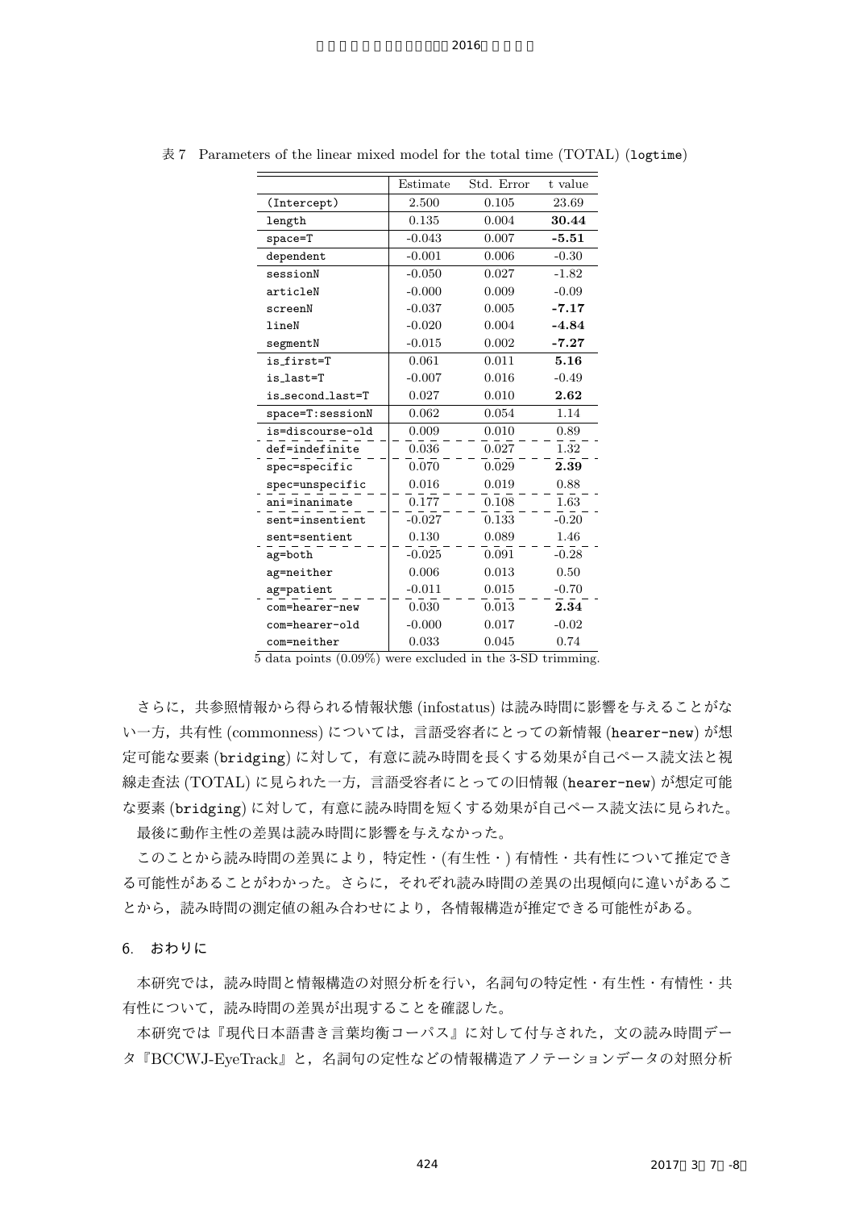表 7 Parameters of the linear mixed model for the total time (TOTAL) (logtime)

| | Estimate | Std. Error | t value |
|---|---|---|---|
| (Intercept) | 2.500 | 0.105 | 23.69 |
| length | 0.135 | 0.004 | **30.44** |
| space=T | -0.043 | 0.007 | **-5.51** |
| dependent | -0.001 | 0.006 | -0.30 |
| sessionN | -0.050 | 0.027 | -1.82 |
| articleN | -0.000 | 0.009 | -0.09 |
| screenN | -0.037 | 0.005 | **-7.17** |
| lineN | -0.020 | 0.004 | **-4.84** |
| segmentN | -0.015 | 0.002 | **-7.27** |
| is_first=T | 0.061 | 0.011 | **5.16** |
| is_last=T | -0.007 | 0.016 | -0.49 |
| is_second_last=T | 0.027 | 0.010 | **2.62** |
| space=T:sessionN | 0.062 | 0.054 | 1.14 |
| is=discourse-old | 0.009 | 0.010 | 0.89 |
| def=indefinite | 0.036 | 0.027 | 1.32 |
| spec=specific | 0.070 | 0.029 | **2.39** |
| spec=unspecific | 0.016 | 0.019 | 0.88 |
| ani=inanimate | 0.177 | 0.108 | 1.63 |
| sent=insentient | -0.027 | 0.133 | -0.20 |
| sent=sentient | 0.130 | 0.089 | 1.46 |
| ag=both | -0.025 | 0.091 | -0.28 |
| ag=neither | 0.006 | 0.013 | 0.50 |
| ag=patient | -0.011 | 0.015 | -0.70 |
| com=hearer-new | 0.030 | 0.013 | **2.34** |
| com=hearer-old | -0.000 | 0.017 | -0.02 |
| com=neither | 0.033 | 0.045 | 0.74 |

5 data points (0.09%) were excluded in the 3-SD trimming.

さらに，共参照情報から得られる情報状態 (infostatus) は読み時間に影響を与えることがない一方，共有性 (commonness) については，言語受容者にとっての新情報 (hearer-new) が想定可能な要素 (bridging) に対して，有意に読み時間を長くする効果が自己ペース読文法と視線走査法 (TOTAL) に見られた一方，言語受容者にとっての旧情報 (hearer-new) が想定可能な要素 (bridging) に対して，有意に読み時間を短くする効果が自己ペース読文法に見られた。最後に動作主性の差異は読み時間に影響を与えなかった。

このことから読み時間の差異により，特定性・(有生性・) 有情性・共有性について推定できる可能性があることがわかった。さらに，それぞれ読み時間の差異の出現傾向に違いがあることから，読み時間の測定値の組み合わせにより，各情報構造が推定できる可能性がある。

## 6. おわりに

本研究では，読み時間と情報構造の対照分析を行い，名詞句の特定性・有生性・有情性・共有性について，読み時間の差異が出現することを確認した。

本研究では『現代日本語書き言葉均衡コーパス』に対して付与された，文の読み時間データ『BCCWJ-EyeTrack』と，名詞句の定性などの情報構造アノテーションデータの対照分析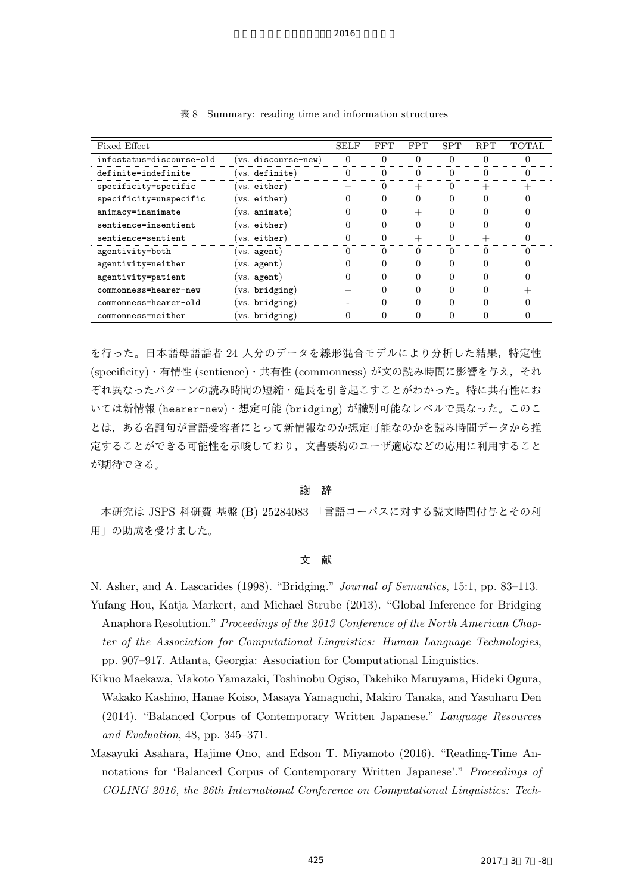表 8 Summary: reading time and information structures

| Fixed Effect | | SELF | FFT | FPT | SPT | RPT | TOTAL |
|---|---|---|---|---|---|---|---|
| infostatus=discourse-old | (vs. discourse-new) | 0 | 0 | 0 | 0 | 0 | 0 |
| definite=indefinite | (vs. definite) | 0 | 0 | 0 | 0 | 0 | 0 |
| specificity=specific | (vs. either) | + | 0 | + | 0 | + | + |
| specificity=unspecific | (vs. either) | 0 | 0 | 0 | 0 | 0 | 0 |
| animacy=inanimate | (vs. animate) | 0 | 0 | + | 0 | 0 | 0 |
| sentience=insentient | (vs. either) | 0 | 0 | 0 | 0 | 0 | 0 |
| sentience=sentient | (vs. either) | 0 | 0 | + | 0 | + | 0 |
| agentivity=both | (vs. agent) | 0 | 0 | 0 | 0 | 0 | 0 |
| agentivity=neither | (vs. agent) | 0 | 0 | 0 | 0 | 0 | 0 |
| agentivity=patient | (vs. agent) | 0 | 0 | 0 | 0 | 0 | 0 |
| commonness=hearer-new | (vs. bridging) | + | 0 | 0 | 0 | 0 | + |
| commonness=hearer-old | (vs. bridging) | - | 0 | 0 | 0 | 0 | 0 |
| commonness=neither | (vs. bridging) | 0 | 0 | 0 | 0 | 0 | 0 |

を行った。日本語母語話者 24 人分のデータを線形混合モデルにより分析した結果，特定性 (specificity)・有情性 (sentience)・共有性 (commonness) が文の読み時間に影響を与え，それぞれ異なったパターンの読み時間の短縮・延長を引き起こすことがわかった。特に共有性においては新情報 (hearer-new)・想定可能 (bridging) が識別可能なレベルで異なった。このことは，ある名詞句が言語受容者にとって新情報なのか想定可能なのかを読み時間データから推定することができる可能性を示唆しており，文書要約のユーザ適応などの応用に利用することが期待できる。

## 謝 辞

本研究は JSPS 科研費 基盤 (B) 25284083 「言語コーパスに対する読文時間付与とその利用」の助成を受けました。

## 文 献

N. Asher, and A. Lascarides (1998). “Bridging.” *Journal of Semantics*, 15:1, pp. 83–113.

Yufang Hou, Katja Markert, and Michael Strube (2013). “Global Inference for Bridging Anaphora Resolution.” *Proceedings of the 2013 Conference of the North American Chapter of the Association for Computational Linguistics: Human Language Technologies*, pp. 907–917. Atlanta, Georgia: Association for Computational Linguistics.

Kikuo Maekawa, Makoto Yamazaki, Toshinobu Ogiso, Takehiko Maruyama, Hideki Ogura, Wakako Kashino, Hanae Koiso, Masaya Yamaguchi, Makiro Tanaka, and Yasuharu Den (2014). “Balanced Corpus of Contemporary Written Japanese.” *Language Resources and Evaluation*, 48, pp. 345–371.

Masayuki Asahara, Hajime Ono, and Edson T. Miyamoto (2016). “Reading-Time Annotations for ‘Balanced Corpus of Contemporary Written Japanese’.” *Proceedings of COLING 2016, the 26th International Conference on Computational Linguistics: Tech-*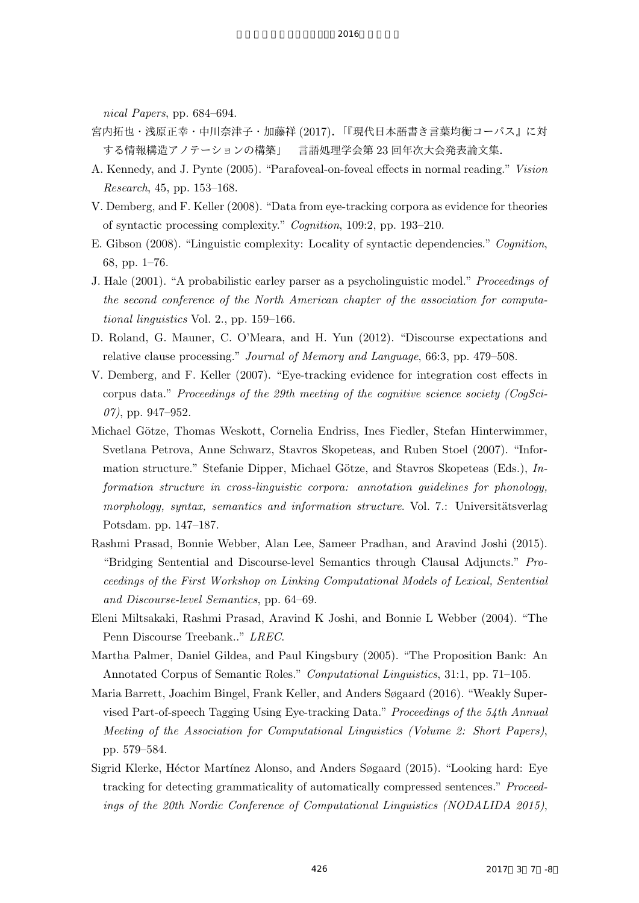*nical Papers*, pp. 684–694.

宮内拓也・浅原正幸・中川奈津子・加藤祥 (2017). 「『現代日本語書き言葉均衡コーパス』に対する情報構造アノテーションの構築」 言語処理学会第 23 回年次大会発表論文集.

A. Kennedy, and J. Pynte (2005). "Parafoveal-on-foveal effects in normal reading." *Vision Research*, 45, pp. 153–168.

V. Demberg, and F. Keller (2008). "Data from eye-tracking corpora as evidence for theories of syntactic processing complexity." *Cognition*, 109:2, pp. 193–210.

E. Gibson (2008). "Linguistic complexity: Locality of syntactic dependencies." *Cognition*, 68, pp. 1–76.

J. Hale (2001). "A probabilistic earley parser as a psycholinguistic model." *Proceedings of the second conference of the North American chapter of the association for computational linguistics* Vol. 2., pp. 159–166.

D. Roland, G. Mauner, C. O'Meara, and H. Yun (2012). "Discourse expectations and relative clause processing." *Journal of Memory and Language*, 66:3, pp. 479–508.

V. Demberg, and F. Keller (2007). "Eye-tracking evidence for integration cost effects in corpus data." *Proceedings of the 29th meeting of the cognitive science society (CogSci-07)*, pp. 947–952.

Michael Götze, Thomas Weskott, Cornelia Endriss, Ines Fiedler, Stefan Hinterwimmer, Svetlana Petrova, Anne Schwarz, Stavros Skopeteas, and Ruben Stoel (2007). "Information structure." Stefanie Dipper, Michael Götze, and Stavros Skopeteas (Eds.), *Information structure in cross-linguistic corpora: annotation guidelines for phonology, morphology, syntax, semantics and information structure*. Vol. 7.: Universitätsverlag Potsdam. pp. 147–187.

Rashmi Prasad, Bonnie Webber, Alan Lee, Sameer Pradhan, and Aravind Joshi (2015). "Bridging Sentential and Discourse-level Semantics through Clausal Adjuncts." *Proceedings of the First Workshop on Linking Computational Models of Lexical, Sentential and Discourse-level Semantics*, pp. 64–69.

Eleni Miltsakaki, Rashmi Prasad, Aravind K Joshi, and Bonnie L Webber (2004). "The Penn Discourse Treebank.." *LREC*.

Martha Palmer, Daniel Gildea, and Paul Kingsbury (2005). "The Proposition Bank: An Annotated Corpus of Semantic Roles." *Conputational Linguistics*, 31:1, pp. 71–105.

Maria Barrett, Joachim Bingel, Frank Keller, and Anders Søgaard (2016). "Weakly Supervised Part-of-speech Tagging Using Eye-tracking Data." *Proceedings of the 54th Annual Meeting of the Association for Computational Linguistics (Volume 2: Short Papers)*, pp. 579–584.

Sigrid Klerke, Héctor Martínez Alonso, and Anders Søgaard (2015). "Looking hard: Eye tracking for detecting grammaticality of automatically compressed sentences." *Proceedings of the 20th Nordic Conference of Computational Linguistics (NODALIDA 2015)*,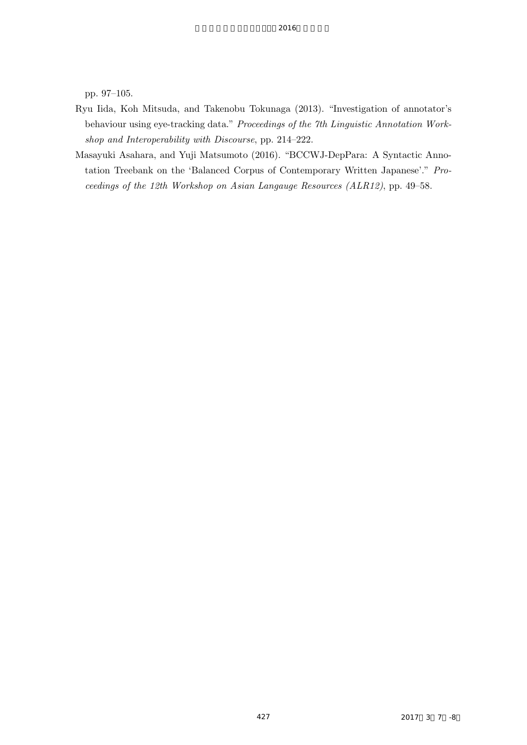pp. 97–105.

Ryu Iida, Koh Mitsuda, and Takenobu Tokunaga (2013). "Investigation of annotator's behaviour using eye-tracking data." *Proceedings of the 7th Linguistic Annotation Workshop and Interoperability with Discourse*, pp. 214–222.

Masayuki Asahara, and Yuji Matsumoto (2016). "BCCWJ-DepPara: A Syntactic Annotation Treebank on the 'Balanced Corpus of Contemporary Written Japanese'." *Proceedings of the 12th Workshop on Asian Langauge Resources (ALR12)*, pp. 49–58.